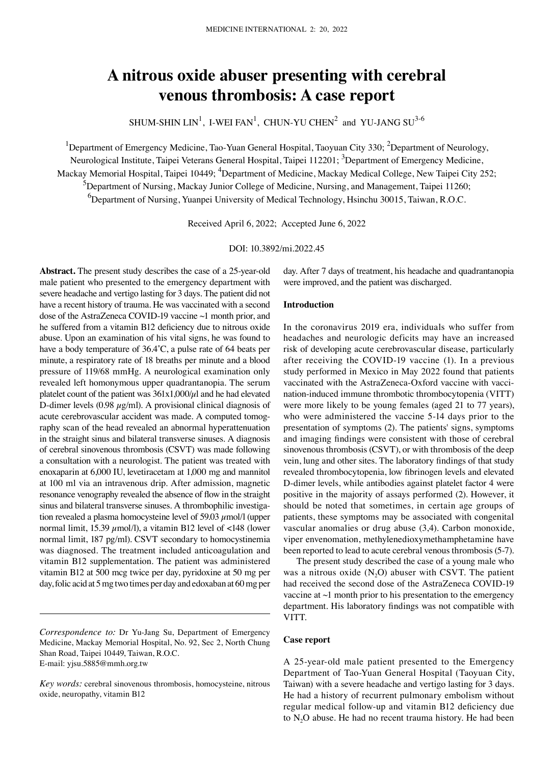# A nitrous oxide abuser presenting with cerebral venous thrombosis: A case report

SHUM-SHIN LIN[1], I-WEI FAN[1], CHUN-YU CHEN[2] and YU-JANG SU[3-6]

[1]Department of Emergency Medicine, Tao-Yuan General Hospital, Taoyuan City 330; [2]Department of Neurology, Neurological Institute, Taipei Veterans General Hospital, Taipei 112201; [3]Department of Emergency Medicine, Mackay Memorial Hospital, Taipei 10449; [4]Department of Medicine, Mackay Medical College, New Taipei City 252; [5]Department of Nursing, Mackay Junior College of Medicine, Nursing, and Management, Taipei 11260; [6]Department of Nursing, Yuanpei University of Medical Technology, Hsinchu 30015, Taiwan, R.O.C.

Received April 6, 2022; Accepted June 6, 2022

DOI: 10.3892/mi.2022.45

**Abstract.** The present study describes the case of a 25-year-old male patient who presented to the emergency department with severe headache and vertigo lasting for 3 days. The patient did not have a recent history of trauma. He was vaccinated with a second dose of the AstraZeneca COVID-19 vaccine ~1 month prior, and he suffered from a vitamin B12 deficiency due to nitrous oxide abuse. Upon an examination of his vital signs, he was found to have a body temperature of 36.4˚C, a pulse rate of 64 beats per minute, a respiratory rate of 18 breaths per minute and a blood pressure of 119/68 mmHg. A neurological examination only revealed left homonymous upper quadrantanopia. The serum platelet count of the patient was 361x1,000/$\mu$l and he had elevated D-dimer levels (0.98 $\mu$g/ml). A provisional clinical diagnosis of acute cerebrovascular accident was made. A computed tomography scan of the head revealed an abnormal hyperattenuation in the straight sinus and bilateral transverse sinuses. A diagnosis of cerebral sinovenous thrombosis (CSVT) was made following a consultation with a neurologist. The patient was treated with enoxaparin at 6,000 IU, levetiracetam at 1,000 mg and mannitol at 100 ml via an intravenous drip. After admission, magnetic resonance venography revealed the absence of flow in the straight sinus and bilateral transverse sinuses. A thrombophilic investigation revealed a plasma homocysteine level of 59.03 $\mu$mol/l (upper normal limit, 15.39 $\mu$mol/l), a vitamin B12 level of <148 (lower normal limit, 187 pg/ml). CSVT secondary to homocystinemia was diagnosed. The treatment included anticoagulation and vitamin B12 supplementation. The patient was administered vitamin B12 at 500 mcg twice per day, pyridoxine at 50 mg per day, folic acid at 5 mg two times per day and edoxaban at 60 mg per day. After 7 days of treatment, his headache and quadrantanopia were improved, and the patient was discharged.

*Correspondence to:* Dr Yu-Jang Su, Department of Emergency Medicine, Mackay Memorial Hospital, No. 92, Sec 2, North Chung Shan Road, Taipei 10449, Taiwan, R.O.C.
E-mail: yjsu.5885@mmh.org.tw

*Key words:* cerebral sinovenous thrombosis, homocysteine, nitrous oxide, neuropathy, vitamin B12

## Introduction

In the coronavirus 2019 era, individuals who suffer from headaches and neurologic deficits may have an increased risk of developing acute cerebrovascular disease, particularly after receiving the COVID-19 vaccine (1). In a previous study performed in Mexico in May 2022 found that patients vaccinated with the AstraZeneca-Oxford vaccine with vaccination-induced immune thrombotic thrombocytopenia (VITT) were more likely to be young females (aged 21 to 77 years), who were administered the vaccine 5-14 days prior to the presentation of symptoms (2). The patients' signs, symptoms and imaging findings were consistent with those of cerebral sinovenous thrombosis (CSVT), or with thrombosis of the deep vein, lung and other sites. The laboratory findings of that study revealed thrombocytopenia, low fibrinogen levels and elevated D-dimer levels, while antibodies against platelet factor 4 were positive in the majority of assays performed (2). However, it should be noted that sometimes, in certain age groups of patients, these symptoms may be associated with congenital vascular anomalies or drug abuse (3,4). Carbon monoxide, viper envenomation, methylenedioxymethamphetamine have been reported to lead to acute cerebral venous thrombosis (5-7).

The present study described the case of a young male who was a nitrous oxide ($N_2O$) abuser with CSVT. The patient had received the second dose of the AstraZeneca COVID-19 vaccine at ~1 month prior to his presentation to the emergency department. His laboratory findings was not compatible with VITT.

## Case report

A 25-year-old male patient presented to the Emergency Department of Tao-Yuan General Hospital (Taoyuan City, Taiwan) with a severe headache and vertigo lasting for 3 days. He had a history of recurrent pulmonary embolism without regular medical follow-up and vitamin B12 deficiency due to $N_2O$ abuse. He had no recent trauma history. He had been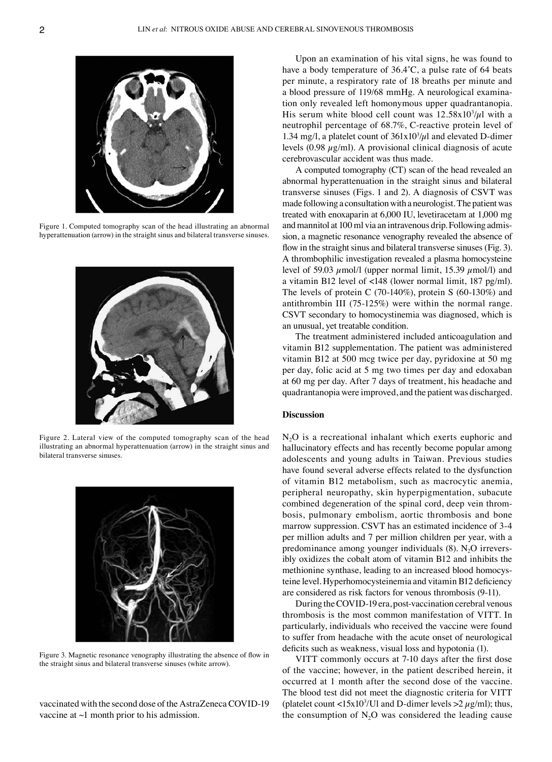Figure 1. Computed tomography scan of the head illustrating an abnormal hyperattenuation (arrow) in the straight sinus and bilateral transverse sinuses.

Figure 2. Lateral view of the computed tomography scan of the head illustrating an abnormal hyperattenuation (arrow) in the straight sinus and bilateral transverse sinuses.

Figure 3. Magnetic resonance venography illustrating the absence of flow in the straight sinus and bilateral transverse sinuses (white arrow).

vaccinated with the second dose of the AstraZeneca COVID-19 vaccine at ~1 month prior to his admission.

Upon an examination of his vital signs, he was found to have a body temperature of 36.4˚C, a pulse rate of 64 beats per minute, a respiratory rate of 18 breaths per minute and a blood pressure of 119/68 mmHg. A neurological examination only revealed left homonymous upper quadrantanopia. His serum white blood cell count was $12.58 \times 10^3/\mu l$ with a neutrophil percentage of 68.7%, C-reactive protein level of 1.34 mg/l, a platelet count of $361 \times 10^3/\mu l$ and elevated D-dimer levels (0.98 $\mu$g/ml). A provisional clinical diagnosis of acute cerebrovascular accident was thus made.

A computed tomography (CT) scan of the head revealed an abnormal hyperattenuation in the straight sinus and bilateral transverse sinuses (Figs. 1 and 2). A diagnosis of CSVT was made following a consultation with a neurologist. The patient was treated with enoxaparin at 6,000 IU, levetiracetam at 1,000 mg and mannitol at 100 ml via an intravenous drip. Following admission, a magnetic resonance venography revealed the absence of flow in the straight sinus and bilateral transverse sinuses (Fig. 3). A thrombophilic investigation revealed a plasma homocysteine level of 59.03 $\mu$mol/l (upper normal limit, 15.39 $\mu$mol/l) and a vitamin B12 level of <148 (lower normal limit, 187 pg/ml). The levels of protein C (70-140%), protein S (60-130%) and antithrombin III (75-125%) were within the normal range. CSVT secondary to homocystinemia was diagnosed, which is an unusual, yet treatable condition.

The treatment administered included anticoagulation and vitamin B12 supplementation. The patient was administered vitamin B12 at 500 mcg twice per day, pyridoxine at 50 mg per day, folic acid at 5 mg two times per day and edoxaban at 60 mg per day. After 7 days of treatment, his headache and quadrantanopia were improved, and the patient was discharged.

## Discussion

$N_2O$ is a recreational inhalant which exerts euphoric and hallucinatory effects and has recently become popular among adolescents and young adults in Taiwan. Previous studies have found several adverse effects related to the dysfunction of vitamin B12 metabolism, such as macrocytic anemia, peripheral neuropathy, skin hyperpigmentation, subacute combined degeneration of the spinal cord, deep vein thrombosis, pulmonary embolism, aortic thrombosis and bone marrow suppression. CSVT has an estimated incidence of 3-4 per million adults and 7 per million children per year, with a predominance among younger individuals (8). $N_2O$ irreversibly oxidizes the cobalt atom of vitamin B12 and inhibits the methionine synthase, leading to an increased blood homocysteine level. Hyperhomocysteinemia and vitamin B12 deficiency are considered as risk factors for venous thrombosis (9-11).

During the COVID-19 era, post-vaccination cerebral venous thrombosis is the most common manifestation of VITT. In particularly, individuals who received the vaccine were found to suffer from headache with the acute onset of neurological deficits such as weakness, visual loss and hypotonia (1).

VITT commonly occurs at 7-10 days after the first dose of the vaccine; however, in the patient described herein, it occurred at 1 month after the second dose of the vaccine. The blood test did not meet the diagnostic criteria for VITT (platelet count $<15 \times 10^3$/Ul and D-dimer levels >2 $\mu$g/ml); thus, the consumption of $N_2O$ was considered the leading cause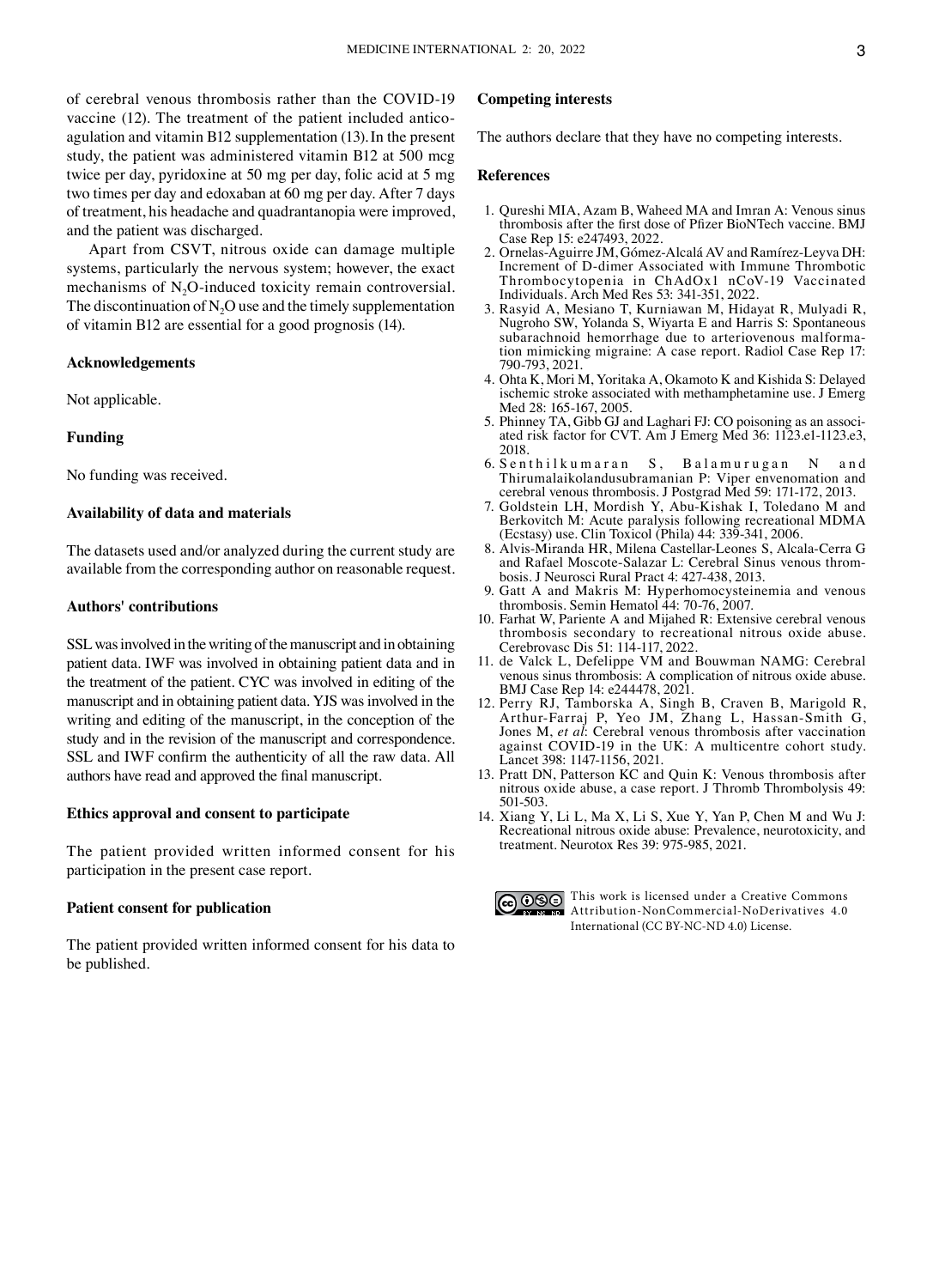of cerebral venous thrombosis rather than the COVID-19 vaccine (12). The treatment of the patient included anticoagulation and vitamin B12 supplementation (13). In the present study, the patient was administered vitamin B12 at 500 mcg twice per day, pyridoxine at 50 mg per day, folic acid at 5 mg two times per day and edoxaban at 60 mg per day. After 7 days of treatment, his headache and quadrantanopia were improved, and the patient was discharged.

Apart from CSVT, nitrous oxide can damage multiple systems, particularly the nervous system; however, the exact mechanisms of $N_2O$-induced toxicity remain controversial. The discontinuation of $N_2O$ use and the timely supplementation of vitamin B12 are essential for a good prognosis (14).

## Acknowledgements

Not applicable.

## Funding

No funding was received.

## Availability of data and materials

The datasets used and/or analyzed during the current study are available from the corresponding author on reasonable request.

## Authors' contributions

SSL was involved in the writing of the manuscript and in obtaining patient data. IWF was involved in obtaining patient data and in the treatment of the patient. CYC was involved in editing of the manuscript and in obtaining patient data. YJS was involved in the writing and editing of the manuscript, in the conception of the study and in the revision of the manuscript and correspondence. SSL and IWF confirm the authenticity of all the raw data. All authors have read and approved the final manuscript.

## Ethics approval and consent to participate

The patient provided written informed consent for his participation in the present case report.

## Patient consent for publication

The patient provided written informed consent for his data to be published.

## Competing interests

The authors declare that they have no competing interests.

## References

1. Qureshi MIA, Azam B, Waheed MA and Imran A: Venous sinus thrombosis after the first dose of Pfizer BioNTech vaccine. BMJ Case Rep 15: e247493, 2022.
2. Ornelas-Aguirre JM, Gómez-Alcalá AV and Ramírez-Leyva DH: Increment of D-dimer Associated with Immune Thrombotic Thrombocytopenia in ChAdOx1 nCoV-19 Vaccinated Individuals. Arch Med Res 53: 341-351, 2022.
3. Rasyid A, Mesiano T, Kurniawan M, Hidayat R, Mulyadi R, Nugroho SW, Yolanda S, Wiyarta E and Harris S: Spontaneous subarachnoid hemorrhage due to arteriovenous malformation mimicking migraine: A case report. Radiol Case Rep 17: 790-793, 2021.
4. Ohta K, Mori M, Yoritaka A, Okamoto K and Kishida S: Delayed ischemic stroke associated with methamphetamine use. J Emerg Med 28: 165-167, 2005.
5. Phinney TA, Gibb GJ and Laghari FJ: CO poisoning as an associated risk factor for CVT. Am J Emerg Med 36: 1123.e1-1123.e3, 2018.
6. Senthilkumaran S, Balamurugan N and Thirumalaikolandusubramanian P: Viper envenomation and cerebral venous thrombosis. J Postgrad Med 59: 171-172, 2013.
7. Goldstein LH, Mordish Y, Abu-Kishak I, Toledano M and Berkovitch M: Acute paralysis following recreational MDMA (Ecstasy) use. Clin Toxicol (Phila) 44: 339-341, 2006.
8. Alvis-Miranda HR, Milena Castellar-Leones S, Alcala-Cerra G and Rafael Moscote-Salazar L: Cerebral Sinus venous thrombosis. J Neurosci Rural Pract 4: 427-438, 2013.
9. Gatt A and Makris M: Hyperhomocysteinemia and venous thrombosis. Semin Hematol 44: 70-76, 2007.
10. Farhat W, Pariente A and Mijahed R: Extensive cerebral venous thrombosis secondary to recreational nitrous oxide abuse. Cerebrovasc Dis 51: 114-117, 2022.
11. de Valck L, Defelippe VM and Bouwman NAMG: Cerebral venous sinus thrombosis: A complication of nitrous oxide abuse. BMJ Case Rep 14: e244478, 2021.
12. Perry RJ, Tamborska A, Singh B, Craven B, Marigold R, Arthur-Farraj P, Yeo JM, Zhang L, Hassan-Smith G, Jones M, *et al*: Cerebral venous thrombosis after vaccination against COVID-19 in the UK: A multicentre cohort study. Lancet 398: 1147-1156, 2021.
13. Pratt DN, Patterson KC and Quin K: Venous thrombosis after nitrous oxide abuse, a case report. J Thromb Thrombolysis 49: 501-503.
14. Xiang Y, Li L, Ma X, Li S, Xue Y, Yan P, Chen M and Wu J: Recreational nitrous oxide abuse: Prevalence, neurotoxicity, and treatment. Neurotox Res 39: 975-985, 2021.

This work is licensed under a Creative Commons Attribution-NonCommercial-NoDerivatives 4.0 International (CC BY-NC-ND 4.0) License.